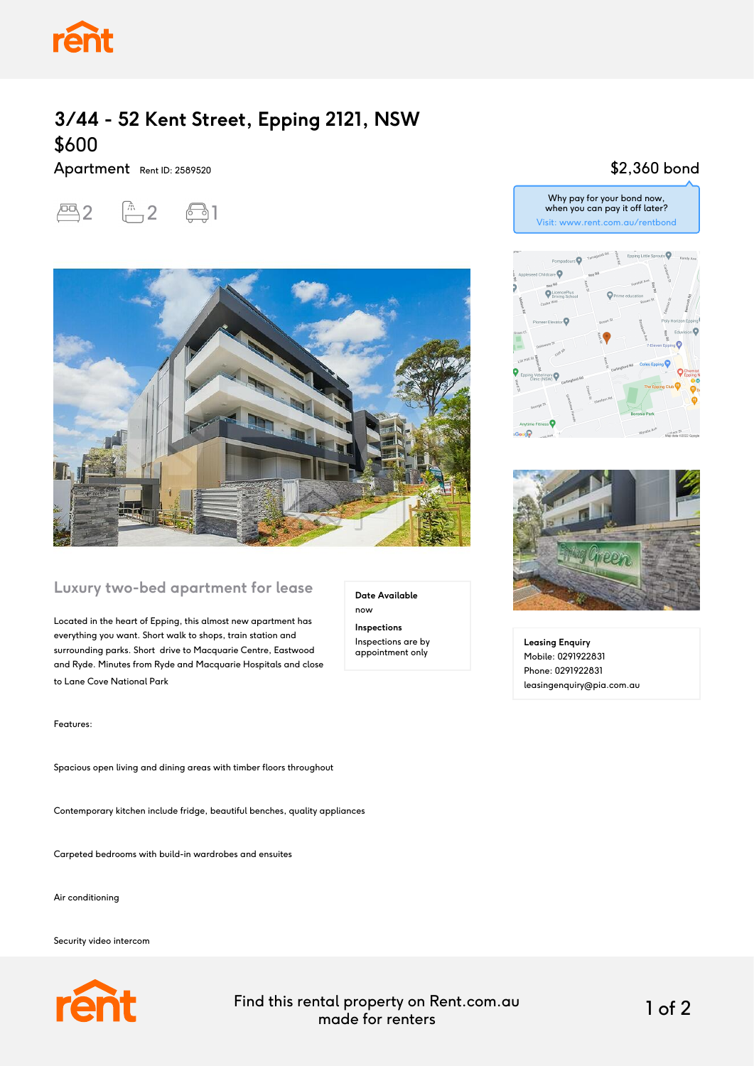# 3/44 - 52 Kent Street, Epping 2121, NSW

## $600

Apartment Rent ID: 2589520

2 2 1

$2,360 bond

Why pay for your bond now, when you can pay it off later?
Visit: www.rent.com.au/rentbond

### Luxury two-bed apartment for lease

Located in the heart of Epping, this almost new apartment has everything you want. Short walk to shops, train station and surrounding parks. Short drive to Macquarie Centre, Eastwood and Ryde. Minutes from Ryde and Macquarie Hospitals and close to Lane Cove National Park

**Date Available**
now

**Inspections**
Inspections are by appointment only

**Leasing Enquiry**
Mobile: 0291922831
Phone: 0291922831
leasingenquiry@pia.com.au

Features:

Spacious open living and dining areas with timber floors throughout

Contemporary kitchen include fridge, beautiful benches, quality appliances

Carpeted bedrooms with build-in wardrobes and ensuites

Air conditioning

Security video intercom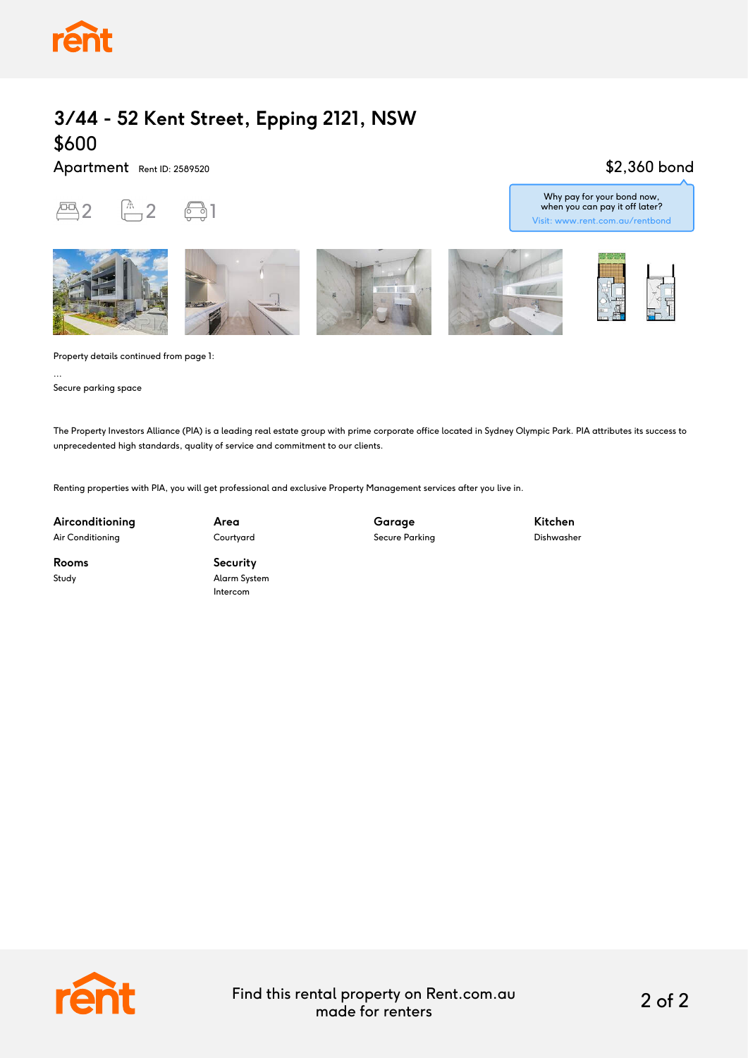# 3/44 - 52 Kent Street, Epping 2121, NSW

## $600

Apartment Rent ID: 2589520

$2,360 bond

Why pay for your bond now, when you can pay it off later?
Visit: www.rent.com.au/rentbond

2 bedrooms, 2 bathrooms, 1 parking space

Property details continued from page 1:

...

Secure parking space

The Property Investors Alliance (PIA) is a leading real estate group with prime corporate office located in Sydney Olympic Park. PIA attributes its success to unprecedented high standards, quality of service and commitment to our clients.

Renting properties with PIA, you will get professional and exclusive Property Management services after you live in.

**Airconditioning**
Air Conditioning

**Area**
Courtyard

**Garage**
Secure Parking

**Kitchen**
Dishwasher

**Rooms**
Study

**Security**
Alarm System
Intercom

Find this rental property on Rent.com.au made for renters